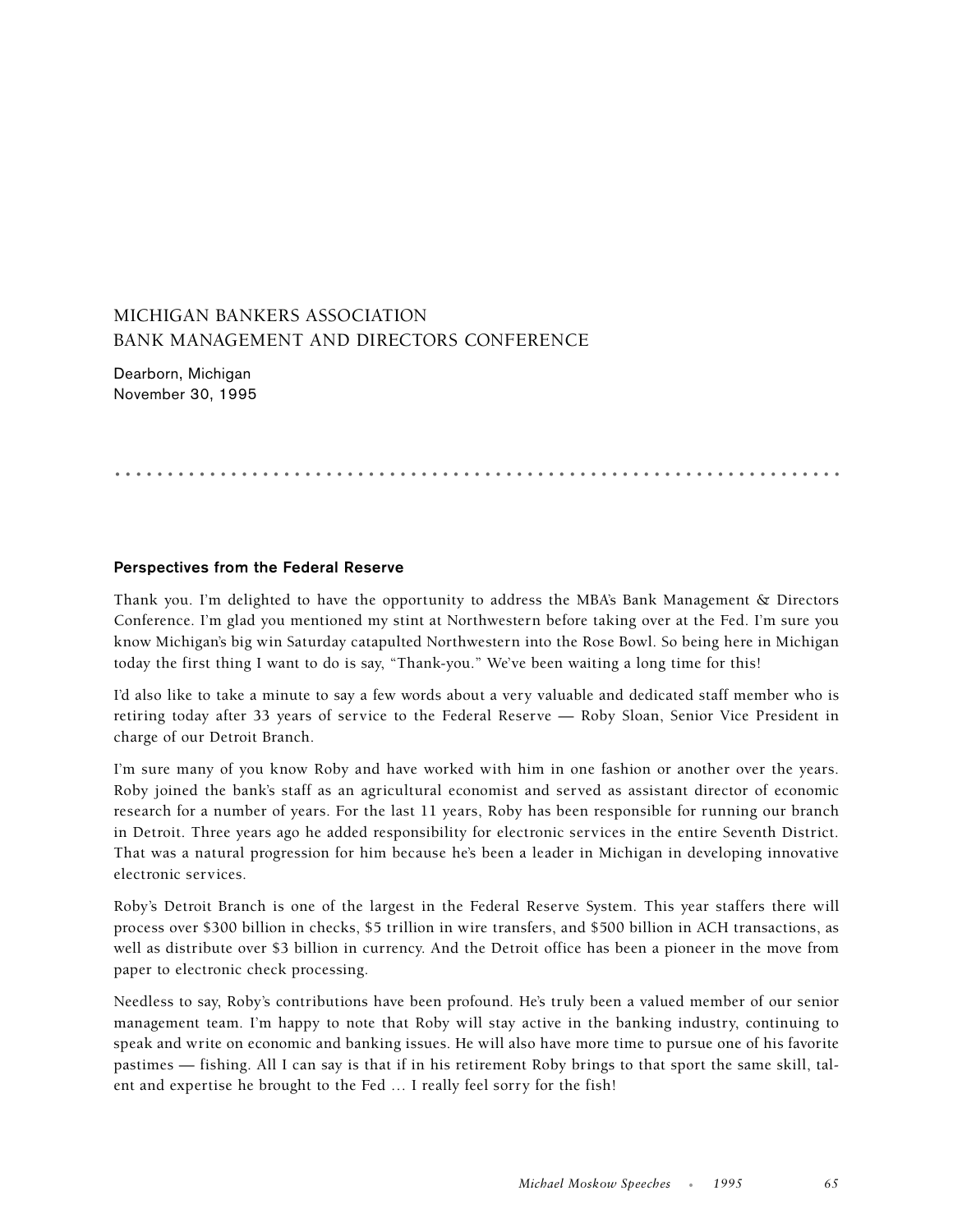# MICHIGAN BANKERS ASSOCIATION
# BANK MANAGEMENT AND DIRECTORS CONFERENCE

Dearborn, Michigan
November 30, 1995

## Perspectives from the Federal Reserve

Thank you. I'm delighted to have the opportunity to address the MBA's Bank Management & Directors Conference. I'm glad you mentioned my stint at Northwestern before taking over at the Fed. I'm sure you know Michigan's big win Saturday catapulted Northwestern into the Rose Bowl. So being here in Michigan today the first thing I want to do is say, "Thank-you." We've been waiting a long time for this!

I'd also like to take a minute to say a few words about a very valuable and dedicated staff member who is retiring today after 33 years of service to the Federal Reserve — Roby Sloan, Senior Vice President in charge of our Detroit Branch.

I'm sure many of you know Roby and have worked with him in one fashion or another over the years. Roby joined the bank's staff as an agricultural economist and served as assistant director of economic research for a number of years. For the last 11 years, Roby has been responsible for running our branch in Detroit. Three years ago he added responsibility for electronic services in the entire Seventh District. That was a natural progression for him because he's been a leader in Michigan in developing innovative electronic services.

Roby's Detroit Branch is one of the largest in the Federal Reserve System. This year staffers there will process over $300 billion in checks, $5 trillion in wire transfers, and $500 billion in ACH transactions, as well as distribute over $3 billion in currency. And the Detroit office has been a pioneer in the move from paper to electronic check processing.

Needless to say, Roby's contributions have been profound. He's truly been a valued member of our senior management team. I'm happy to note that Roby will stay active in the banking industry, continuing to speak and write on economic and banking issues. He will also have more time to pursue one of his favorite pastimes — fishing. All I can say is that if in his retirement Roby brings to that sport the same skill, talent and expertise he brought to the Fed … I really feel sorry for the fish!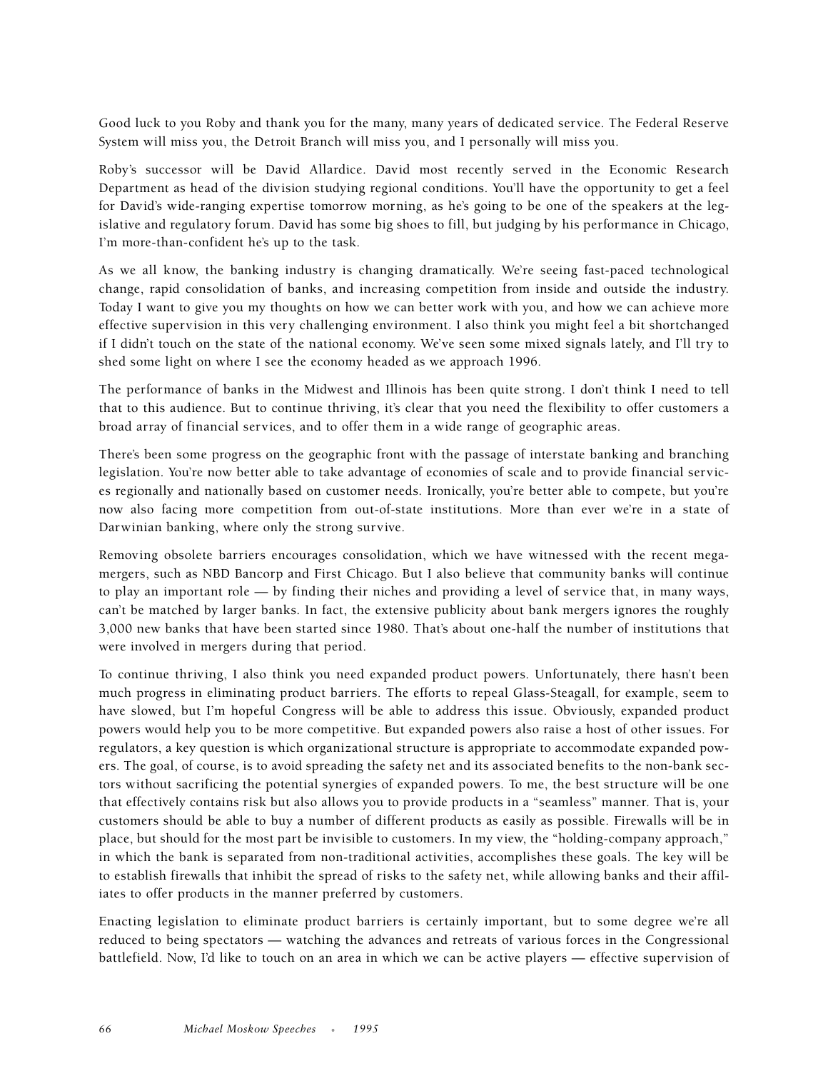Good luck to you Roby and thank you for the many, many years of dedicated service. The Federal Reserve System will miss you, the Detroit Branch will miss you, and I personally will miss you.

Roby's successor will be David Allardice. David most recently served in the Economic Research Department as head of the division studying regional conditions. You'll have the opportunity to get a feel for David's wide-ranging expertise tomorrow morning, as he's going to be one of the speakers at the legislative and regulatory forum. David has some big shoes to fill, but judging by his performance in Chicago, I'm more-than-confident he's up to the task.

As we all know, the banking industry is changing dramatically. We're seeing fast-paced technological change, rapid consolidation of banks, and increasing competition from inside and outside the industry. Today I want to give you my thoughts on how we can better work with you, and how we can achieve more effective supervision in this very challenging environment. I also think you might feel a bit shortchanged if I didn't touch on the state of the national economy. We've seen some mixed signals lately, and I'll try to shed some light on where I see the economy headed as we approach 1996.

The performance of banks in the Midwest and Illinois has been quite strong. I don't think I need to tell that to this audience. But to continue thriving, it's clear that you need the flexibility to offer customers a broad array of financial services, and to offer them in a wide range of geographic areas.

There's been some progress on the geographic front with the passage of interstate banking and branching legislation. You're now better able to take advantage of economies of scale and to provide financial services regionally and nationally based on customer needs. Ironically, you're better able to compete, but you're now also facing more competition from out-of-state institutions. More than ever we're in a state of Darwinian banking, where only the strong survive.

Removing obsolete barriers encourages consolidation, which we have witnessed with the recent mega-mergers, such as NBD Bancorp and First Chicago. But I also believe that community banks will continue to play an important role — by finding their niches and providing a level of service that, in many ways, can't be matched by larger banks. In fact, the extensive publicity about bank mergers ignores the roughly 3,000 new banks that have been started since 1980. That's about one-half the number of institutions that were involved in mergers during that period.

To continue thriving, I also think you need expanded product powers. Unfortunately, there hasn't been much progress in eliminating product barriers. The efforts to repeal Glass-Steagall, for example, seem to have slowed, but I'm hopeful Congress will be able to address this issue. Obviously, expanded product powers would help you to be more competitive. But expanded powers also raise a host of other issues. For regulators, a key question is which organizational structure is appropriate to accommodate expanded powers. The goal, of course, is to avoid spreading the safety net and its associated benefits to the non-bank sectors without sacrificing the potential synergies of expanded powers. To me, the best structure will be one that effectively contains risk but also allows you to provide products in a "seamless" manner. That is, your customers should be able to buy a number of different products as easily as possible. Firewalls will be in place, but should for the most part be invisible to customers. In my view, the "holding-company approach," in which the bank is separated from non-traditional activities, accomplishes these goals. The key will be to establish firewalls that inhibit the spread of risks to the safety net, while allowing banks and their affiliates to offer products in the manner preferred by customers.

Enacting legislation to eliminate product barriers is certainly important, but to some degree we're all reduced to being spectators — watching the advances and retreats of various forces in the Congressional battlefield. Now, I'd like to touch on an area in which we can be active players — effective supervision of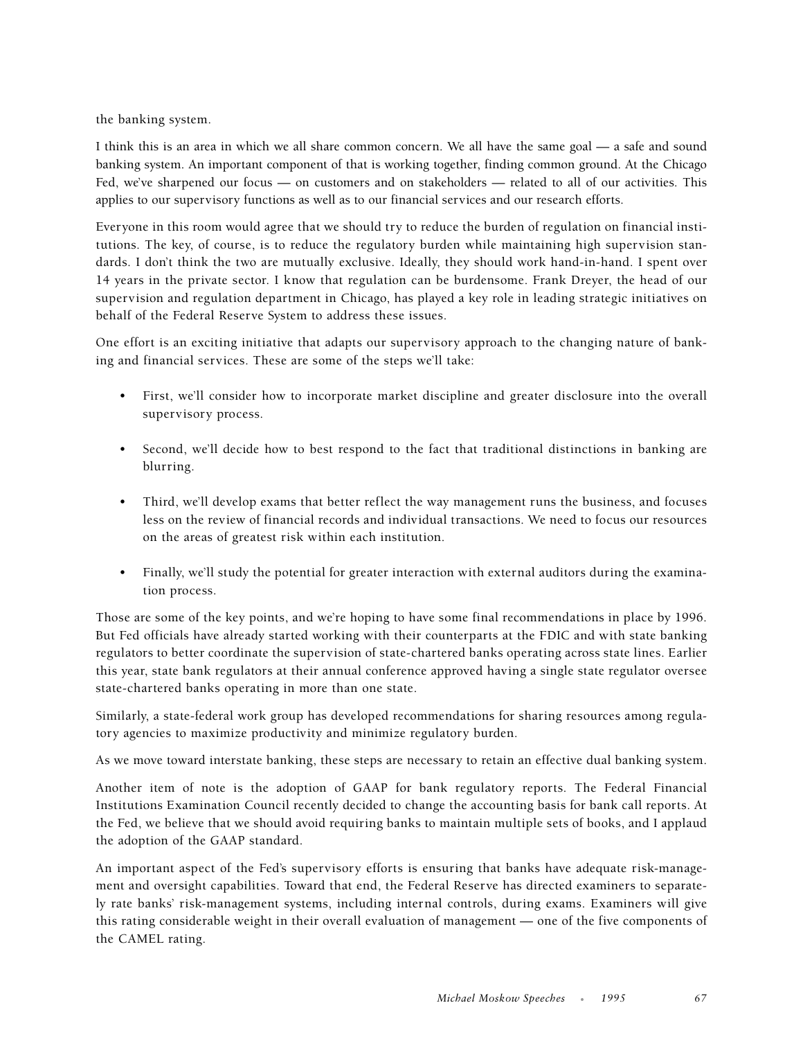the banking system.

I think this is an area in which we all share common concern. We all have the same goal — a safe and sound banking system. An important component of that is working together, finding common ground. At the Chicago Fed, we've sharpened our focus — on customers and on stakeholders — related to all of our activities. This applies to our supervisory functions as well as to our financial services and our research efforts.

Everyone in this room would agree that we should try to reduce the burden of regulation on financial institutions. The key, of course, is to reduce the regulatory burden while maintaining high supervision standards. I don't think the two are mutually exclusive. Ideally, they should work hand-in-hand. I spent over 14 years in the private sector. I know that regulation can be burdensome. Frank Dreyer, the head of our supervision and regulation department in Chicago, has played a key role in leading strategic initiatives on behalf of the Federal Reserve System to address these issues.

One effort is an exciting initiative that adapts our supervisory approach to the changing nature of banking and financial services. These are some of the steps we'll take:

- First, we'll consider how to incorporate market discipline and greater disclosure into the overall supervisory process.
- Second, we'll decide how to best respond to the fact that traditional distinctions in banking are blurring.
- Third, we'll develop exams that better reflect the way management runs the business, and focuses less on the review of financial records and individual transactions. We need to focus our resources on the areas of greatest risk within each institution.
- Finally, we'll study the potential for greater interaction with external auditors during the examination process.

Those are some of the key points, and we're hoping to have some final recommendations in place by 1996. But Fed officials have already started working with their counterparts at the FDIC and with state banking regulators to better coordinate the supervision of state-chartered banks operating across state lines. Earlier this year, state bank regulators at their annual conference approved having a single state regulator oversee state-chartered banks operating in more than one state.

Similarly, a state-federal work group has developed recommendations for sharing resources among regulatory agencies to maximize productivity and minimize regulatory burden.

As we move toward interstate banking, these steps are necessary to retain an effective dual banking system.

Another item of note is the adoption of GAAP for bank regulatory reports. The Federal Financial Institutions Examination Council recently decided to change the accounting basis for bank call reports. At the Fed, we believe that we should avoid requiring banks to maintain multiple sets of books, and I applaud the adoption of the GAAP standard.

An important aspect of the Fed's supervisory efforts is ensuring that banks have adequate risk-management and oversight capabilities. Toward that end, the Federal Reserve has directed examiners to separately rate banks' risk-management systems, including internal controls, during exams. Examiners will give this rating considerable weight in their overall evaluation of management — one of the five components of the CAMEL rating.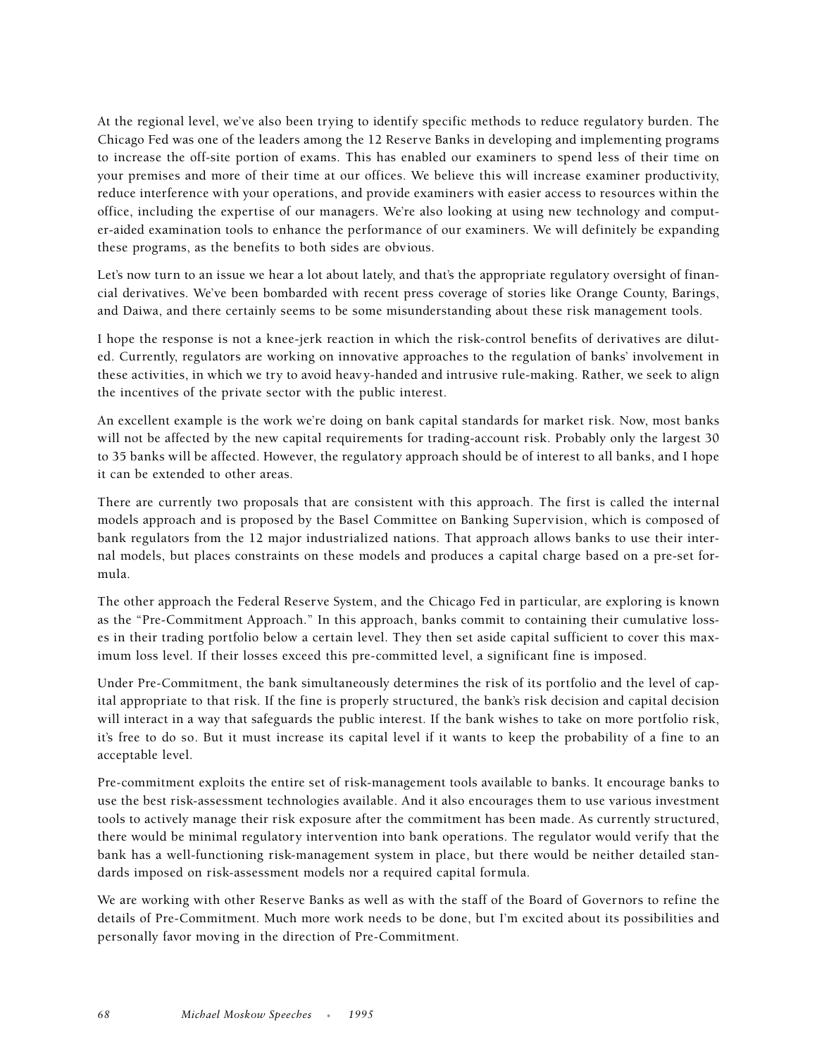At the regional level, we've also been trying to identify specific methods to reduce regulatory burden. The Chicago Fed was one of the leaders among the 12 Reserve Banks in developing and implementing programs to increase the off-site portion of exams. This has enabled our examiners to spend less of their time on your premises and more of their time at our offices. We believe this will increase examiner productivity, reduce interference with your operations, and provide examiners with easier access to resources within the office, including the expertise of our managers. We're also looking at using new technology and computer-aided examination tools to enhance the performance of our examiners. We will definitely be expanding these programs, as the benefits to both sides are obvious.

Let's now turn to an issue we hear a lot about lately, and that's the appropriate regulatory oversight of financial derivatives. We've been bombarded with recent press coverage of stories like Orange County, Barings, and Daiwa, and there certainly seems to be some misunderstanding about these risk management tools.

I hope the response is not a knee-jerk reaction in which the risk-control benefits of derivatives are diluted. Currently, regulators are working on innovative approaches to the regulation of banks' involvement in these activities, in which we try to avoid heavy-handed and intrusive rule-making. Rather, we seek to align the incentives of the private sector with the public interest.

An excellent example is the work we're doing on bank capital standards for market risk. Now, most banks will not be affected by the new capital requirements for trading-account risk. Probably only the largest 30 to 35 banks will be affected. However, the regulatory approach should be of interest to all banks, and I hope it can be extended to other areas.

There are currently two proposals that are consistent with this approach. The first is called the internal models approach and is proposed by the Basel Committee on Banking Supervision, which is composed of bank regulators from the 12 major industrialized nations. That approach allows banks to use their internal models, but places constraints on these models and produces a capital charge based on a pre-set formula.

The other approach the Federal Reserve System, and the Chicago Fed in particular, are exploring is known as the "Pre-Commitment Approach." In this approach, banks commit to containing their cumulative losses in their trading portfolio below a certain level. They then set aside capital sufficient to cover this maximum loss level. If their losses exceed this pre-committed level, a significant fine is imposed.

Under Pre-Commitment, the bank simultaneously determines the risk of its portfolio and the level of capital appropriate to that risk. If the fine is properly structured, the bank's risk decision and capital decision will interact in a way that safeguards the public interest. If the bank wishes to take on more portfolio risk, it's free to do so. But it must increase its capital level if it wants to keep the probability of a fine to an acceptable level.

Pre-commitment exploits the entire set of risk-management tools available to banks. It encourage banks to use the best risk-assessment technologies available. And it also encourages them to use various investment tools to actively manage their risk exposure after the commitment has been made. As currently structured, there would be minimal regulatory intervention into bank operations. The regulator would verify that the bank has a well-functioning risk-management system in place, but there would be neither detailed standards imposed on risk-assessment models nor a required capital formula.

We are working with other Reserve Banks as well as with the staff of the Board of Governors to refine the details of Pre-Commitment. Much more work needs to be done, but I'm excited about its possibilities and personally favor moving in the direction of Pre-Commitment.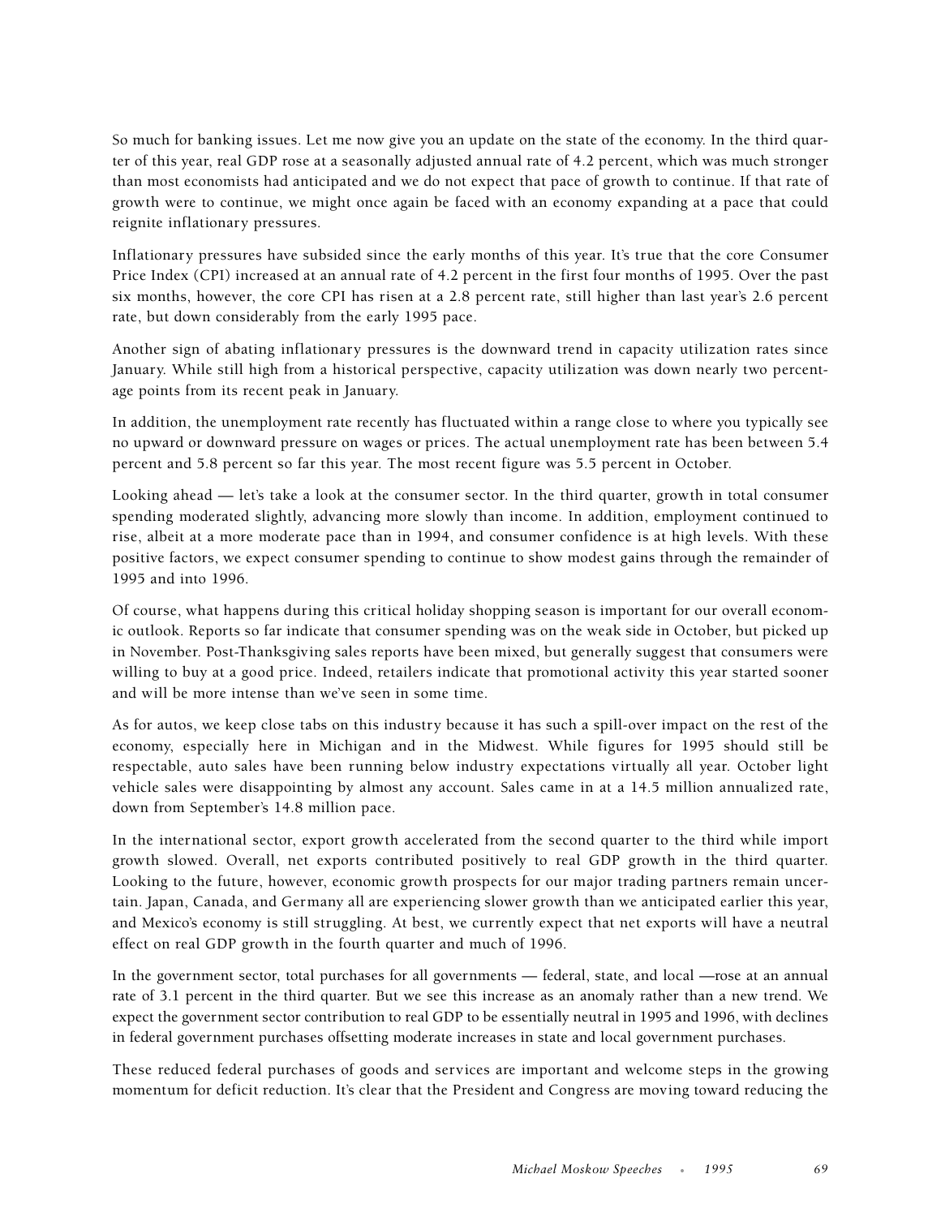So much for banking issues. Let me now give you an update on the state of the economy. In the third quarter of this year, real GDP rose at a seasonally adjusted annual rate of 4.2 percent, which was much stronger than most economists had anticipated and we do not expect that pace of growth to continue. If that rate of growth were to continue, we might once again be faced with an economy expanding at a pace that could reignite inflationary pressures.

Inflationary pressures have subsided since the early months of this year. It's true that the core Consumer Price Index (CPI) increased at an annual rate of 4.2 percent in the first four months of 1995. Over the past six months, however, the core CPI has risen at a 2.8 percent rate, still higher than last year's 2.6 percent rate, but down considerably from the early 1995 pace.

Another sign of abating inflationary pressures is the downward trend in capacity utilization rates since January. While still high from a historical perspective, capacity utilization was down nearly two percentage points from its recent peak in January.

In addition, the unemployment rate recently has fluctuated within a range close to where you typically see no upward or downward pressure on wages or prices. The actual unemployment rate has been between 5.4 percent and 5.8 percent so far this year. The most recent figure was 5.5 percent in October.

Looking ahead — let's take a look at the consumer sector. In the third quarter, growth in total consumer spending moderated slightly, advancing more slowly than income. In addition, employment continued to rise, albeit at a more moderate pace than in 1994, and consumer confidence is at high levels. With these positive factors, we expect consumer spending to continue to show modest gains through the remainder of 1995 and into 1996.

Of course, what happens during this critical holiday shopping season is important for our overall economic outlook. Reports so far indicate that consumer spending was on the weak side in October, but picked up in November. Post-Thanksgiving sales reports have been mixed, but generally suggest that consumers were willing to buy at a good price. Indeed, retailers indicate that promotional activity this year started sooner and will be more intense than we've seen in some time.

As for autos, we keep close tabs on this industry because it has such a spill-over impact on the rest of the economy, especially here in Michigan and in the Midwest. While figures for 1995 should still be respectable, auto sales have been running below industry expectations virtually all year. October light vehicle sales were disappointing by almost any account. Sales came in at a 14.5 million annualized rate, down from September's 14.8 million pace.

In the international sector, export growth accelerated from the second quarter to the third while import growth slowed. Overall, net exports contributed positively to real GDP growth in the third quarter. Looking to the future, however, economic growth prospects for our major trading partners remain uncertain. Japan, Canada, and Germany all are experiencing slower growth than we anticipated earlier this year, and Mexico's economy is still struggling. At best, we currently expect that net exports will have a neutral effect on real GDP growth in the fourth quarter and much of 1996.

In the government sector, total purchases for all governments — federal, state, and local —rose at an annual rate of 3.1 percent in the third quarter. But we see this increase as an anomaly rather than a new trend. We expect the government sector contribution to real GDP to be essentially neutral in 1995 and 1996, with declines in federal government purchases offsetting moderate increases in state and local government purchases.

These reduced federal purchases of goods and services are important and welcome steps in the growing momentum for deficit reduction. It's clear that the President and Congress are moving toward reducing the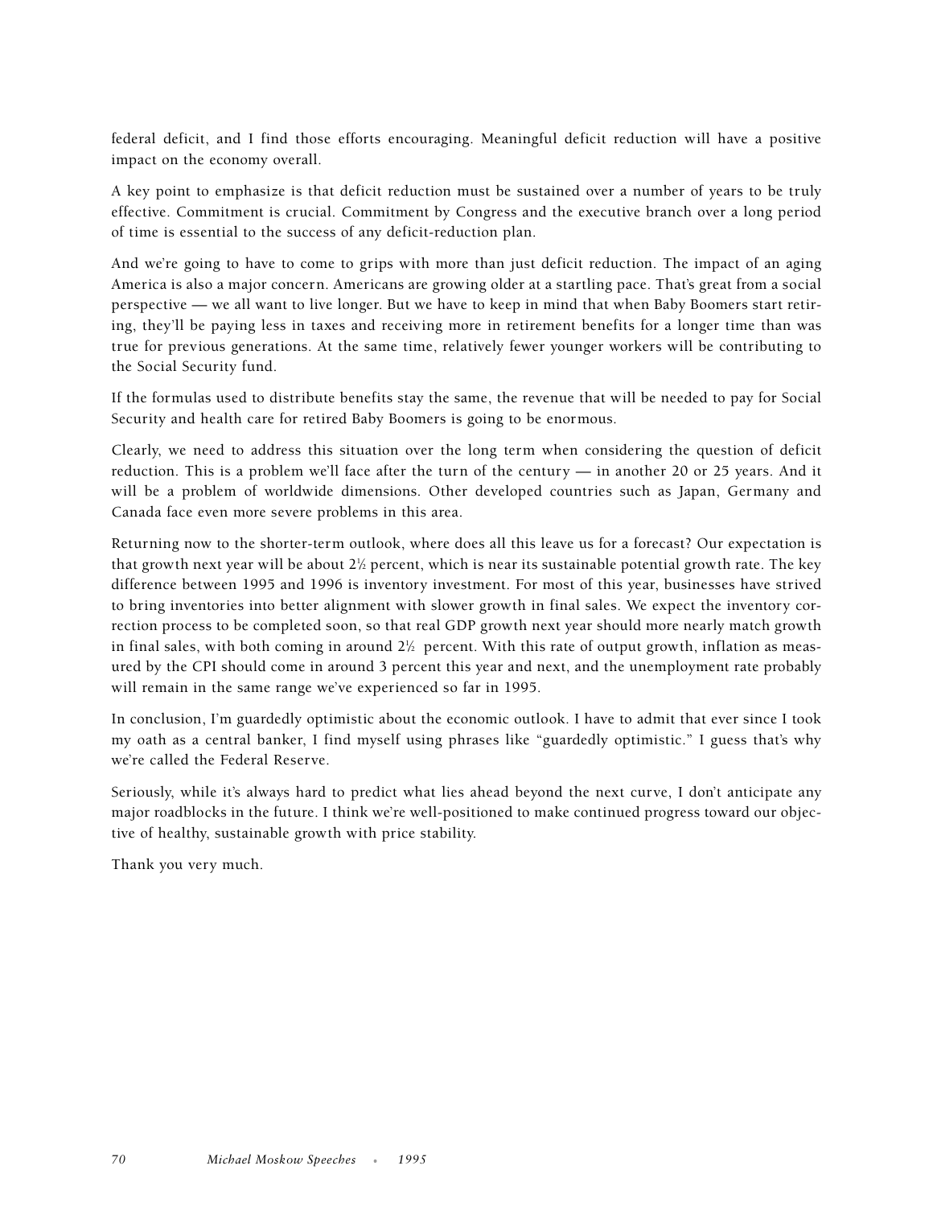federal deficit, and I find those efforts encouraging. Meaningful deficit reduction will have a positive impact on the economy overall.

A key point to emphasize is that deficit reduction must be sustained over a number of years to be truly effective. Commitment is crucial. Commitment by Congress and the executive branch over a long period of time is essential to the success of any deficit-reduction plan.

And we're going to have to come to grips with more than just deficit reduction. The impact of an aging America is also a major concern. Americans are growing older at a startling pace. That's great from a social perspective — we all want to live longer. But we have to keep in mind that when Baby Boomers start retiring, they'll be paying less in taxes and receiving more in retirement benefits for a longer time than was true for previous generations. At the same time, relatively fewer younger workers will be contributing to the Social Security fund.

If the formulas used to distribute benefits stay the same, the revenue that will be needed to pay for Social Security and health care for retired Baby Boomers is going to be enormous.

Clearly, we need to address this situation over the long term when considering the question of deficit reduction. This is a problem we'll face after the turn of the century — in another 20 or 25 years. And it will be a problem of worldwide dimensions. Other developed countries such as Japan, Germany and Canada face even more severe problems in this area.

Returning now to the shorter-term outlook, where does all this leave us for a forecast? Our expectation is that growth next year will be about 2½ percent, which is near its sustainable potential growth rate. The key difference between 1995 and 1996 is inventory investment. For most of this year, businesses have strived to bring inventories into better alignment with slower growth in final sales. We expect the inventory correction process to be completed soon, so that real GDP growth next year should more nearly match growth in final sales, with both coming in around 2½ percent. With this rate of output growth, inflation as measured by the CPI should come in around 3 percent this year and next, and the unemployment rate probably will remain in the same range we've experienced so far in 1995.

In conclusion, I'm guardedly optimistic about the economic outlook. I have to admit that ever since I took my oath as a central banker, I find myself using phrases like "guardedly optimistic." I guess that's why we're called the Federal Reserve.

Seriously, while it's always hard to predict what lies ahead beyond the next curve, I don't anticipate any major roadblocks in the future. I think we're well-positioned to make continued progress toward our objective of healthy, sustainable growth with price stability.

Thank you very much.